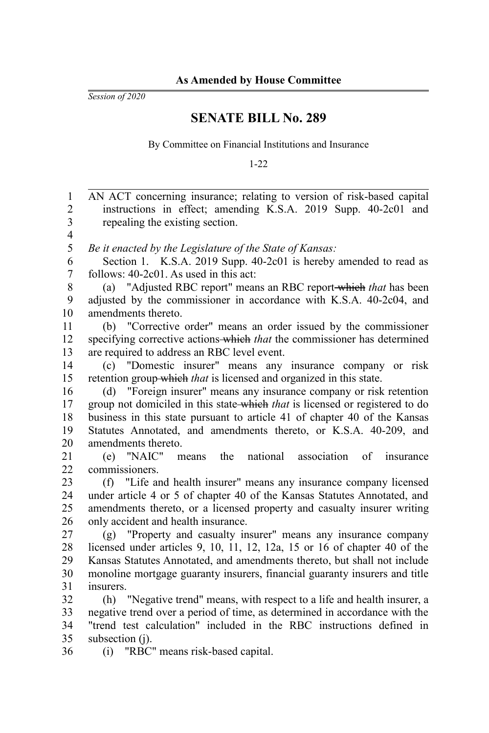**As Amended by House Committee**

*Session of 2020*

# SENATE BILL No. 289

By Committee on Financial Institutions and Insurance

1-22

AN ACT concerning insurance; relating to version of risk-based capital instructions in effect; amending K.S.A. 2019 Supp. 40-2c01 and repealing the existing section.

*Be it enacted by the Legislature of the State of Kansas:*

Section 1. K.S.A. 2019 Supp. 40-2c01 is hereby amended to read as follows: 40-2c01. As used in this act:

(a) "Adjusted RBC report" means an RBC report ~~which~~ *that* has been adjusted by the commissioner in accordance with K.S.A. 40-2c04, and amendments thereto.

(b) "Corrective order" means an order issued by the commissioner specifying corrective actions ~~which~~ *that* the commissioner has determined are required to address an RBC level event.

(c) "Domestic insurer" means any insurance company or risk retention group ~~which~~ *that* is licensed and organized in this state.

(d) "Foreign insurer" means any insurance company or risk retention group not domiciled in this state ~~which~~ *that* is licensed or registered to do business in this state pursuant to article 41 of chapter 40 of the Kansas Statutes Annotated, and amendments thereto, or K.S.A. 40-209, and amendments thereto.

(e) "NAIC" means the national association of insurance commissioners.

(f) "Life and health insurer" means any insurance company licensed under article 4 or 5 of chapter 40 of the Kansas Statutes Annotated, and amendments thereto, or a licensed property and casualty insurer writing only accident and health insurance.

(g) "Property and casualty insurer" means any insurance company licensed under articles 9, 10, 11, 12, 12a, 15 or 16 of chapter 40 of the Kansas Statutes Annotated, and amendments thereto, but shall not include monoline mortgage guaranty insurers, financial guaranty insurers and title insurers.

(h) "Negative trend" means, with respect to a life and health insurer, a negative trend over a period of time, as determined in accordance with the "trend test calculation" included in the RBC instructions defined in subsection (j).

(i) "RBC" means risk-based capital.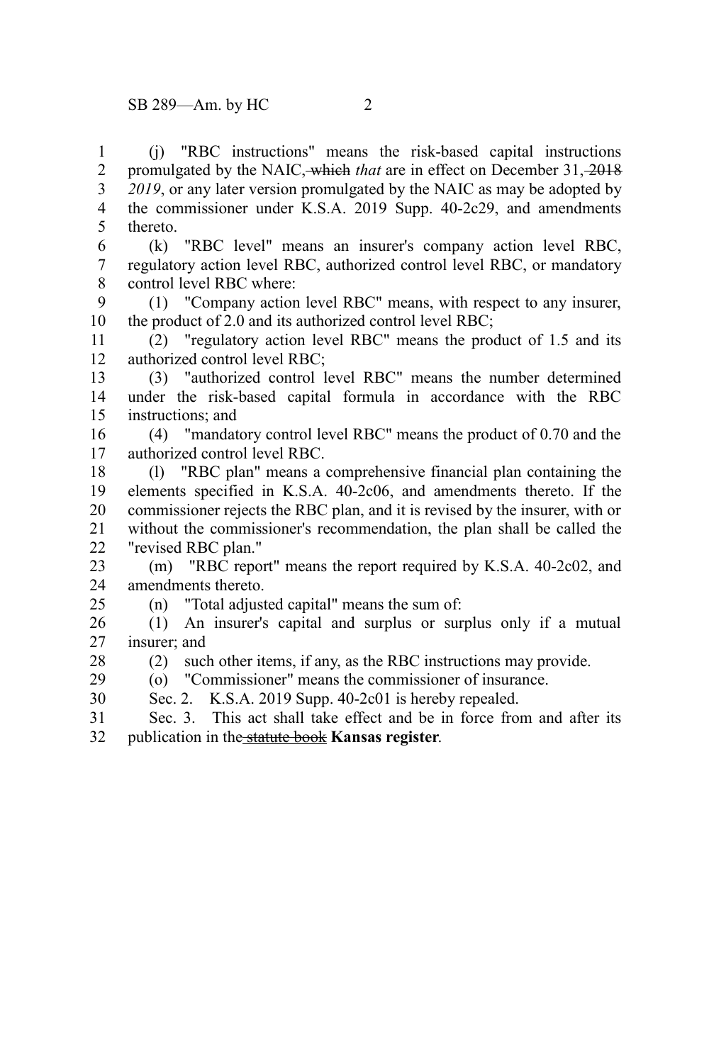(j) "RBC instructions" means the risk-based capital instructions promulgated by the NAIC, ~~which~~ *that* are in effect on December 31, ~~2018~~ *2019*, or any later version promulgated by the NAIC as may be adopted by the commissioner under K.S.A. 2019 Supp. 40-2c29, and amendments thereto.

(k) "RBC level" means an insurer's company action level RBC, regulatory action level RBC, authorized control level RBC, or mandatory control level RBC where:

(1) "Company action level RBC" means, with respect to any insurer, the product of 2.0 and its authorized control level RBC;

(2) "regulatory action level RBC" means the product of 1.5 and its authorized control level RBC;

(3) "authorized control level RBC" means the number determined under the risk-based capital formula in accordance with the RBC instructions; and

(4) "mandatory control level RBC" means the product of 0.70 and the authorized control level RBC.

(l) "RBC plan" means a comprehensive financial plan containing the elements specified in K.S.A. 40-2c06, and amendments thereto. If the commissioner rejects the RBC plan, and it is revised by the insurer, with or without the commissioner's recommendation, the plan shall be called the "revised RBC plan."

(m) "RBC report" means the report required by K.S.A. 40-2c02, and amendments thereto.

(n) "Total adjusted capital" means the sum of:

(1) An insurer's capital and surplus or surplus only if a mutual insurer; and

(2) such other items, if any, as the RBC instructions may provide.

(o) "Commissioner" means the commissioner of insurance.

Sec. 2. K.S.A. 2019 Supp. 40-2c01 is hereby repealed.

Sec. 3. This act shall take effect and be in force from and after its publication in the ~~statute book~~ **Kansas register**.